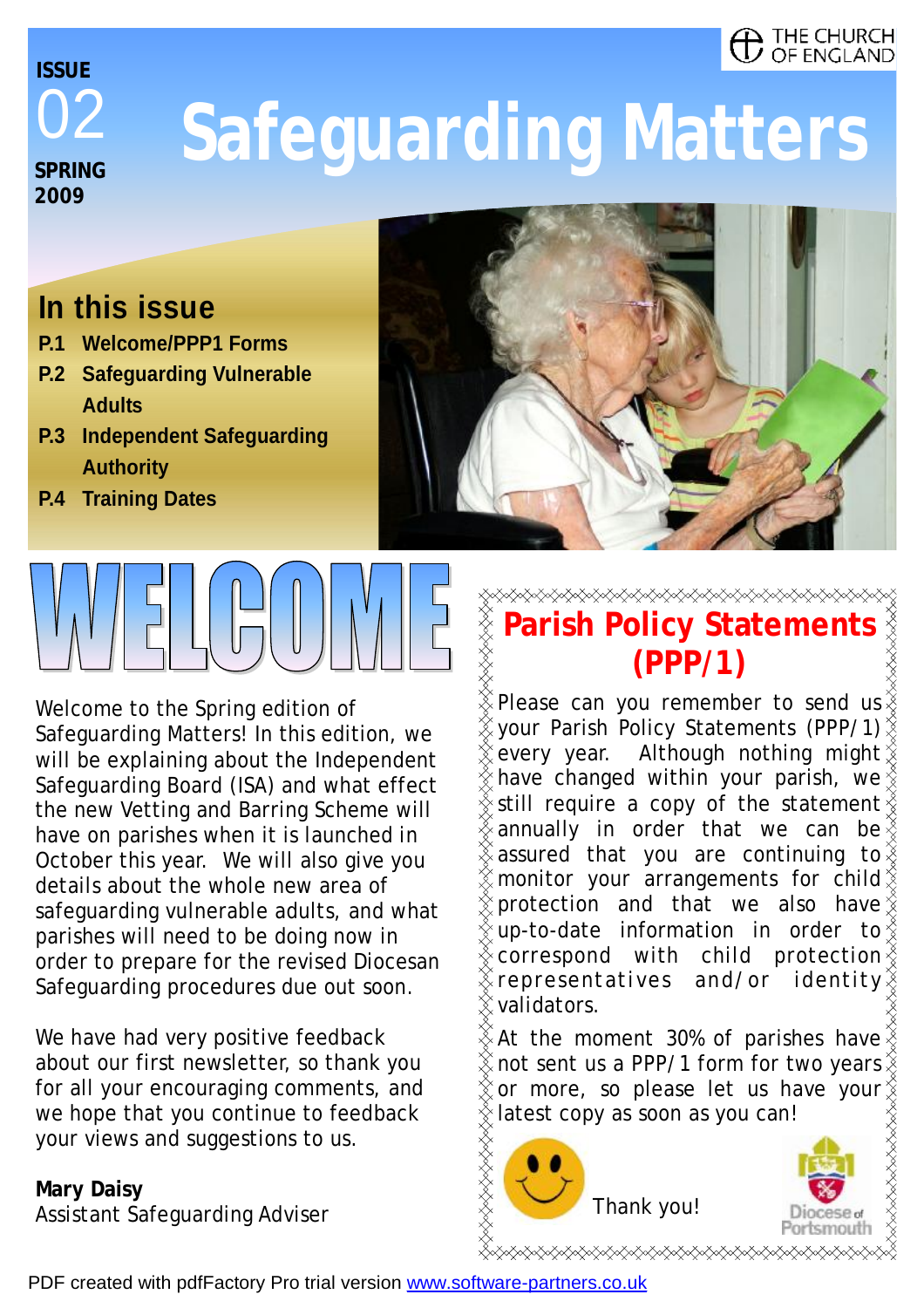THE CHURCH OF ENGLAND

**ISSUE**
02
**SPRING 2009**

# Safeguarding Matters

## In this issue

- **P.1 Welcome/PPP1 Forms**
- **P.2 Safeguarding Vulnerable Adults**
- **P.3 Independent Safeguarding Authority**
- **P.4 Training Dates**

## WELCOME

Welcome to the Spring edition of Safeguarding Matters! In this edition, we will be explaining about the Independent Safeguarding Board (ISA) and what effect the new Vetting and Barring Scheme will have on parishes when it is launched in October this year. We will also give you details about the whole new area of safeguarding vulnerable adults, and what parishes will need to be doing now in order to prepare for the revised Diocesan Safeguarding procedures due out soon.

We have had very positive feedback about our first newsletter, so thank you for all your encouraging comments, and we hope that you continue to feedback your views and suggestions to us.

**Mary Daisy**
Assistant Safeguarding Adviser

## Parish Policy Statements (PPP/1)

Please can you remember to send us your Parish Policy Statements (PPP/1) every year. Although nothing might have changed within your parish, we still require a copy of the statement annually in order that we can be assured that you are continuing to monitor your arrangements for child protection and that we also have up-to-date information in order to correspond with child protection representatives and/or identity validators.

At the moment 30% of parishes have not sent us a PPP/1 form for two years or more, so please let us have your latest copy as soon as you can!

Thank you!

Diocese of Portsmouth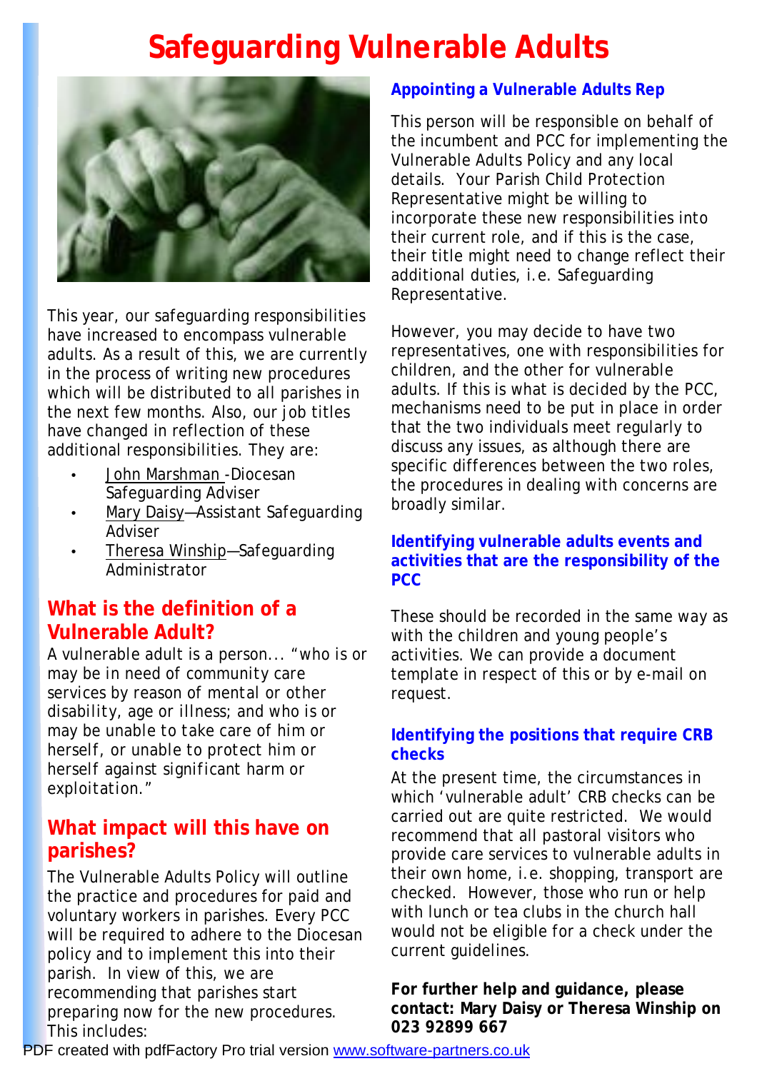# Safeguarding Vulnerable Adults

This year, our safeguarding responsibilities have increased to encompass vulnerable adults. As a result of this, we are currently in the process of writing new procedures which will be distributed to all parishes in the next few months. Also, our job titles have changed in reflection of these additional responsibilities. They are:

- John Marshman -Diocesan Safeguarding Adviser
- Mary Daisy—Assistant Safeguarding Adviser
- Theresa Winship—Safeguarding Administrator

## What is the definition of a Vulnerable Adult?

A vulnerable adult is a person... "who is or may be in need of community care services by reason of mental or other disability, age or illness; and who is or may be unable to take care of him or herself, or unable to protect him or herself against significant harm or exploitation."

## What impact will this have on parishes?

The Vulnerable Adults Policy will outline the practice and procedures for paid and voluntary workers in parishes. Every PCC will be required to adhere to the Diocesan policy and to implement this into their parish. In view of this, we are recommending that parishes start preparing now for the new procedures. This includes:

### Appointing a Vulnerable Adults Rep

This person will be responsible on behalf of the incumbent and PCC for implementing the Vulnerable Adults Policy and any local details. Your Parish Child Protection Representative might be willing to incorporate these new responsibilities into their current role, and if this is the case, their title might need to change reflect their additional duties, i.e. Safeguarding Representative.

However, you may decide to have two representatives, one with responsibilities for children, and the other for vulnerable adults. If this is what is decided by the PCC, mechanisms need to be put in place in order that the two individuals meet regularly to discuss any issues, as although there are specific differences between the two roles, the procedures in dealing with concerns are broadly similar.

### Identifying vulnerable adults events and activities that are the responsibility of the PCC

These should be recorded in the same way as with the children and young people's activities. We can provide a document template in respect of this or by e-mail on request.

### Identifying the positions that require CRB checks

At the present time, the circumstances in which 'vulnerable adult' CRB checks can be carried out are quite restricted. We would recommend that all pastoral visitors who provide care services to vulnerable adults in their own home, i.e. shopping, transport are checked. However, those who run or help with lunch or tea clubs in the church hall would not be eligible for a check under the current guidelines.

**For further help and guidance, please contact: Mary Daisy or Theresa Winship on 023 92899 667**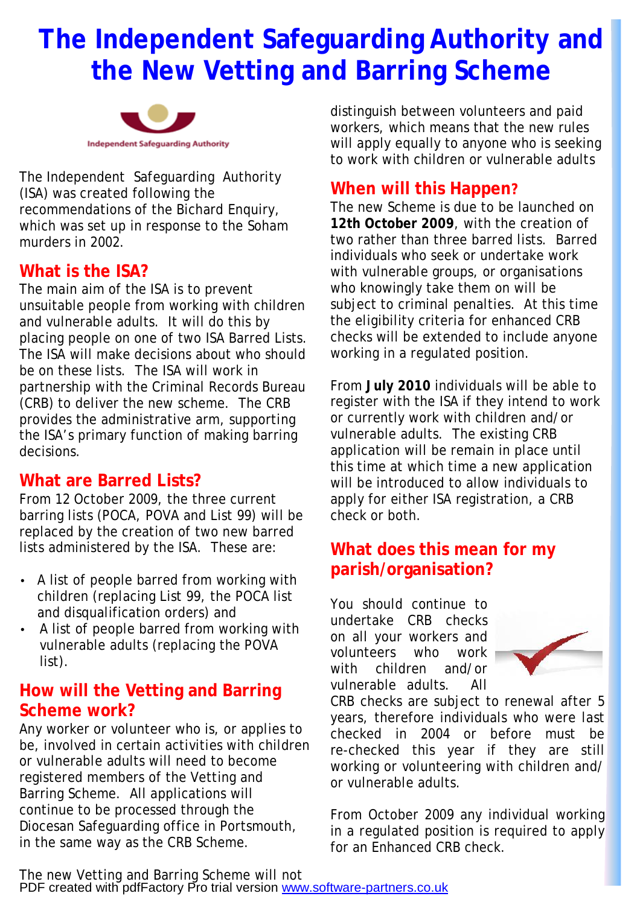// CONTENT
# The Independent Safeguarding Authority and the New Vetting and Barring Scheme

Independent Safeguarding Authority

The Independent Safeguarding Authority (ISA) was created following the recommendations of the Bichard Enquiry, which was set up in response to the Soham murders in 2002.

## What is the ISA?

The main aim of the ISA is to prevent unsuitable people from working with children and vulnerable adults. It will do this by placing people on one of two ISA Barred Lists. The ISA will make decisions about who should be on these lists. The ISA will work in partnership with the Criminal Records Bureau (CRB) to deliver the new scheme. The CRB provides the administrative arm, supporting the ISA's primary function of making barring decisions.

## What are Barred Lists?

From 12 October 2009, the three current barring lists (POCA, POVA and List 99) will be replaced by the creation of two new barred lists administered by the ISA. These are:

- A list of people barred from working with children (replacing List 99, the POCA list and disqualification orders) and
- A list of people barred from working with vulnerable adults (replacing the POVA list).

## How will the Vetting and Barring Scheme work?

Any worker or volunteer who is, or applies to be, involved in certain activities with children or vulnerable adults will need to become registered members of the Vetting and Barring Scheme. All applications will continue to be processed through the Diocesan Safeguarding office in Portsmouth, in the same way as the CRB Scheme.

The new Vetting and Barring Scheme will not distinguish between volunteers and paid workers, which means that the new rules will apply equally to anyone who is seeking to work with children or vulnerable adults

## When will this Happen?

The new Scheme is due to be launched on **12th October 2009**, with the creation of two rather than three barred lists. Barred individuals who seek or undertake work with vulnerable groups, or organisations who knowingly take them on will be subject to criminal penalties. At this time the eligibility criteria for enhanced CRB checks will be extended to include anyone working in a regulated position.

From **July 2010** individuals will be able to register with the ISA if they intend to work or currently work with children and/or vulnerable adults. The existing CRB application will be remain in place until this time at which time a new application will be introduced to allow individuals to apply for either ISA registration, a CRB check or both.

## What does this mean for my parish/organisation?

You should continue to undertake CRB checks on all your workers and volunteers who work with children and/or vulnerable adults. All CRB checks are subject to renewal after 5 years, therefore individuals who were last checked in 2004 or before must be re-checked this year if they are still working or volunteering with children and/or vulnerable adults.

From October 2009 any individual working in a regulated position is required to apply for an Enhanced CRB check.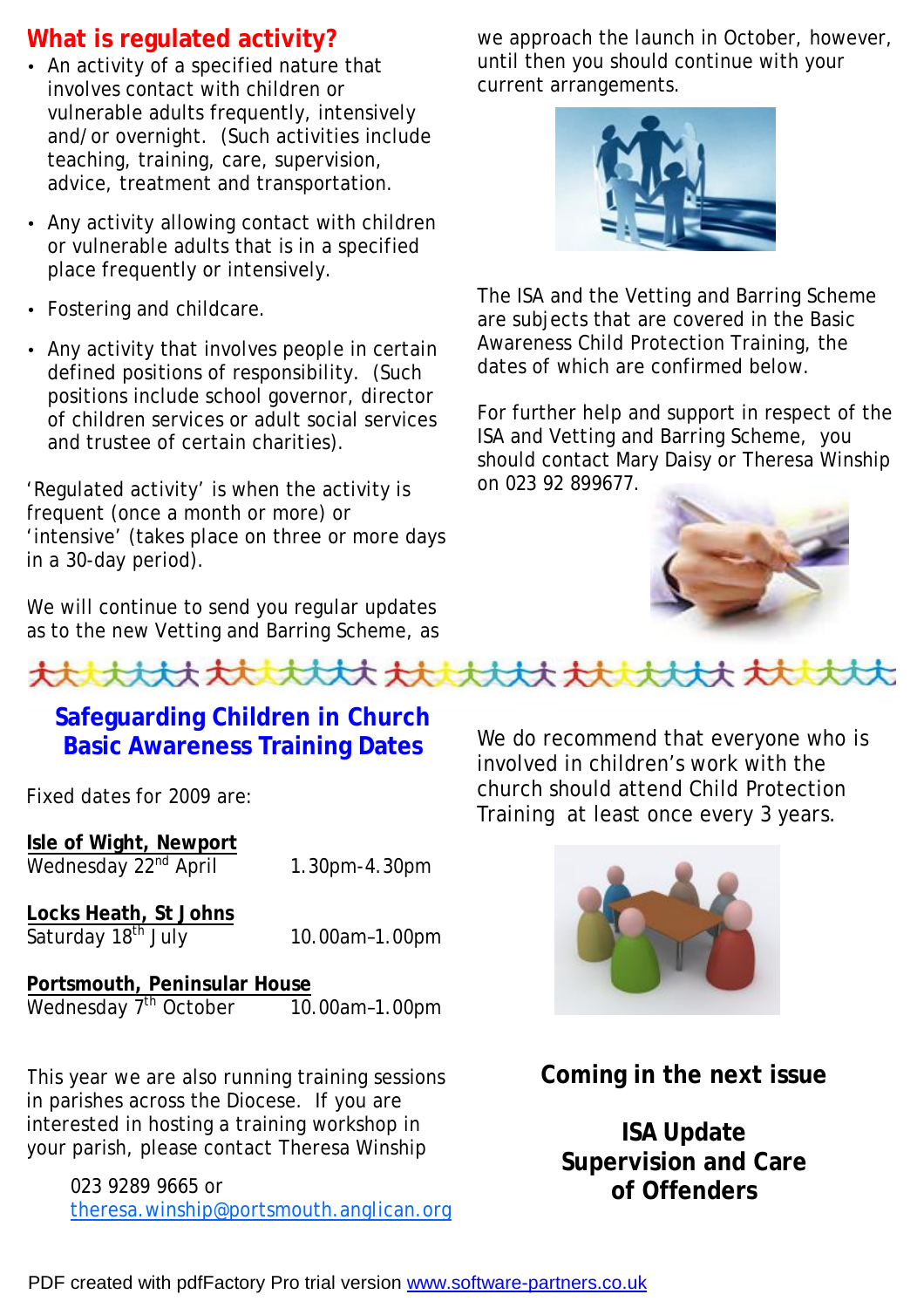## What is regulated activity?

- An activity of a specified nature that involves contact with children or vulnerable adults frequently, intensively and/or overnight. (Such activities include teaching, training, care, supervision, advice, treatment and transportation.
- Any activity allowing contact with children or vulnerable adults that is in a specified place frequently or intensively.
- Fostering and childcare.
- Any activity that involves people in certain defined positions of responsibility. (Such positions include school governor, director of children services or adult social services and trustee of certain charities).

'Regulated activity' is when the activity is frequent (once a month or more) or 'intensive' (takes place on three or more days in a 30-day period).

We will continue to send you regular updates as to the new Vetting and Barring Scheme, as we approach the launch in October, however, until then you should continue with your current arrangements.

The ISA and the Vetting and Barring Scheme are subjects that are covered in the Basic Awareness Child Protection Training, the dates of which are confirmed below.

For further help and support in respect of the ISA and Vetting and Barring Scheme, you should contact Mary Daisy or Theresa Winship on 023 92 899677.

## Safeguarding Children in Church Basic Awareness Training Dates

Fixed dates for 2009 are:

**Isle of Wight, Newport**
Wednesday 22nd April 1.30pm-4.30pm

**Locks Heath, St Johns**
Saturday 18th July 10.00am–1.00pm

**Portsmouth, Peninsular House**
Wednesday 7th October 10.00am–1.00pm

This year we are also running training sessions in parishes across the Diocese. If you are interested in hosting a training workshop in your parish, please contact Theresa Winship

023 9289 9665 or
theresa.winship@portsmouth.anglican.org

We do recommend that everyone who is involved in children's work with the church should attend Child Protection Training at least once every 3 years.

### Coming in the next issue

**ISA Update**
**Supervision and Care of Offenders**